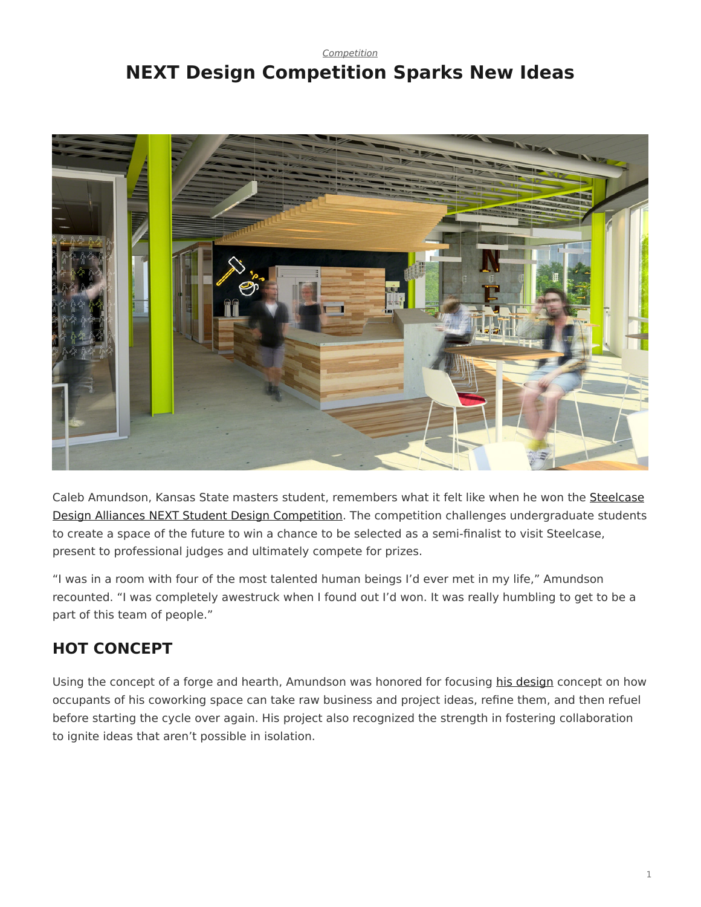*Competition*

# NEXT Design Competition Sparks New Ideas

Caleb Amundson, Kansas State masters student, remembers what it felt like when he won the Steelcase Design Alliances NEXT Student Design Competition. The competition challenges undergraduate students to create a space of the future to win a chance to be selected as a semi-finalist to visit Steelcase, present to professional judges and ultimately compete for prizes.

"I was in a room with four of the most talented human beings I'd ever met in my life," Amundson recounted. "I was completely awestruck when I found out I'd won. It was really humbling to get to be a part of this team of people."

## HOT CONCEPT

Using the concept of a forge and hearth, Amundson was honored for focusing his design concept on how occupants of his coworking space can take raw business and project ideas, refine them, and then refuel before starting the cycle over again. His project also recognized the strength in fostering collaboration to ignite ideas that aren't possible in isolation.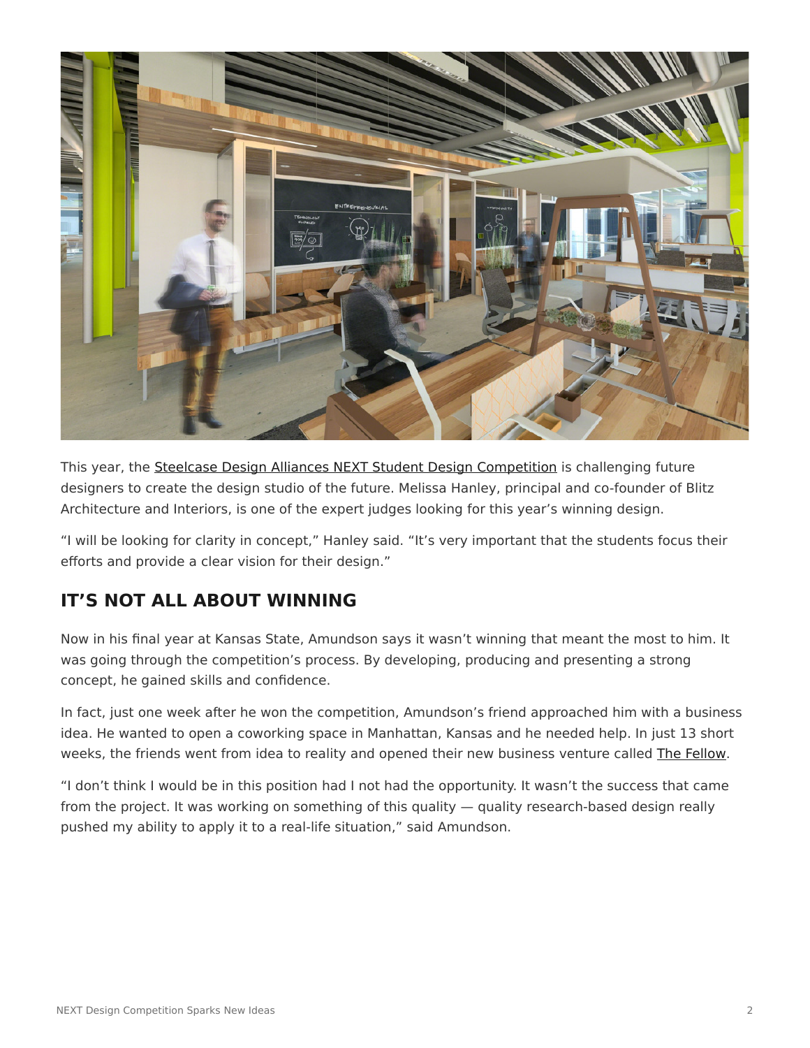This year, the Steelcase Design Alliances NEXT Student Design Competition is challenging future designers to create the design studio of the future. Melissa Hanley, principal and co-founder of Blitz Architecture and Interiors, is one of the expert judges looking for this year's winning design.

"I will be looking for clarity in concept," Hanley said. "It's very important that the students focus their efforts and provide a clear vision for their design."

## IT'S NOT ALL ABOUT WINNING

Now in his final year at Kansas State, Amundson says it wasn't winning that meant the most to him. It was going through the competition's process. By developing, producing and presenting a strong concept, he gained skills and confidence.

In fact, just one week after he won the competition, Amundson's friend approached him with a business idea. He wanted to open a coworking space in Manhattan, Kansas and he needed help. In just 13 short weeks, the friends went from idea to reality and opened their new business venture called The Fellow.

"I don't think I would be in this position had I not had the opportunity. It wasn't the success that came from the project. It was working on something of this quality — quality research-based design really pushed my ability to apply it to a real-life situation," said Amundson.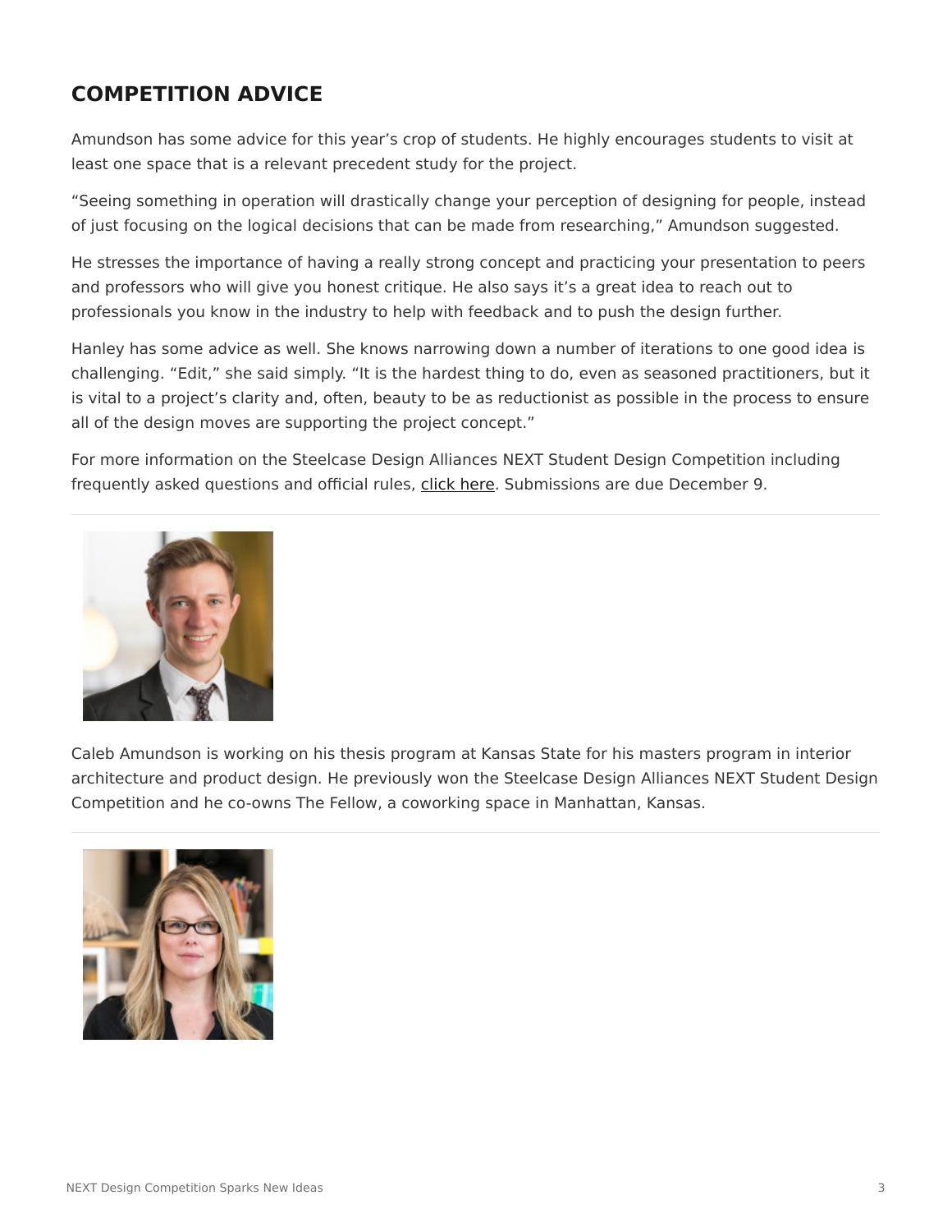## COMPETITION ADVICE

Amundson has some advice for this year's crop of students. He highly encourages students to visit at least one space that is a relevant precedent study for the project.

"Seeing something in operation will drastically change your perception of designing for people, instead of just focusing on the logical decisions that can be made from researching," Amundson suggested.

He stresses the importance of having a really strong concept and practicing your presentation to peers and professors who will give you honest critique. He also says it's a great idea to reach out to professionals you know in the industry to help with feedback and to push the design further.

Hanley has some advice as well. She knows narrowing down a number of iterations to one good idea is challenging. "Edit," she said simply. "It is the hardest thing to do, even as seasoned practitioners, but it is vital to a project's clarity and, often, beauty to be as reductionist as possible in the process to ensure all of the design moves are supporting the project concept."

For more information on the Steelcase Design Alliances NEXT Student Design Competition including frequently asked questions and official rules, click here. Submissions are due December 9.

---

Caleb Amundson is working on his thesis program at Kansas State for his masters program in interior architecture and product design. He previously won the Steelcase Design Alliances NEXT Student Design Competition and he co-owns The Fellow, a coworking space in Manhattan, Kansas.

---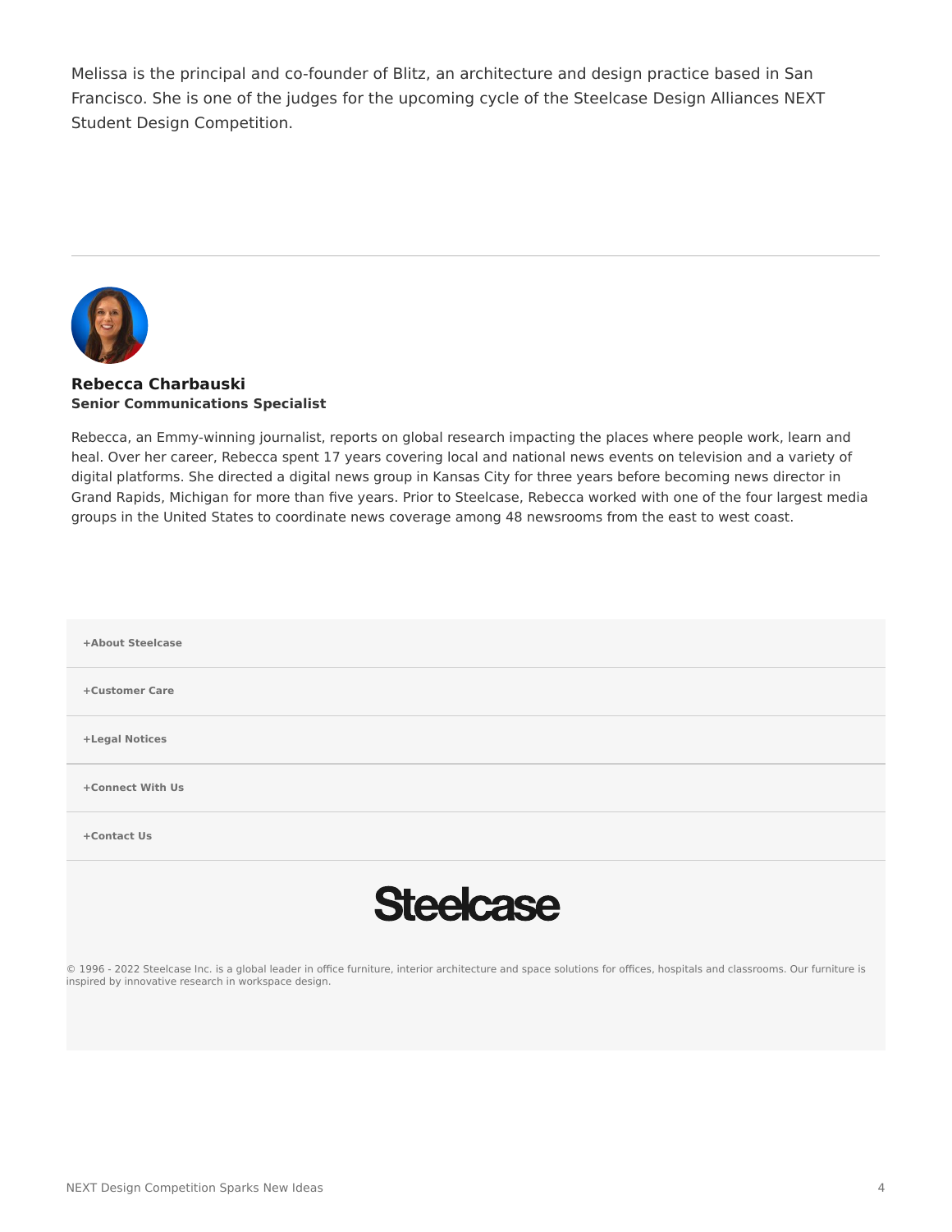Melissa is the principal and co-founder of Blitz, an architecture and design practice based in San Francisco. She is one of the judges for the upcoming cycle of the Steelcase Design Alliances NEXT Student Design Competition.

---

**Rebecca Charbauski**
**Senior Communications Specialist**

Rebecca, an Emmy-winning journalist, reports on global research impacting the places where people work, learn and heal. Over her career, Rebecca spent 17 years covering local and national news events on television and a variety of digital platforms. She directed a digital news group in Kansas City for three years before becoming news director in Grand Rapids, Michigan for more than five years. Prior to Steelcase, Rebecca worked with one of the four largest media groups in the United States to coordinate news coverage among 48 newsrooms from the east to west coast.

**+About Steelcase**

**+Customer Care**

**+Legal Notices**

**+Connect With Us**

**+Contact Us**

Steelcase

© 1996 - 2022 Steelcase Inc. is a global leader in office furniture, interior architecture and space solutions for offices, hospitals and classrooms. Our furniture is inspired by innovative research in workspace design.